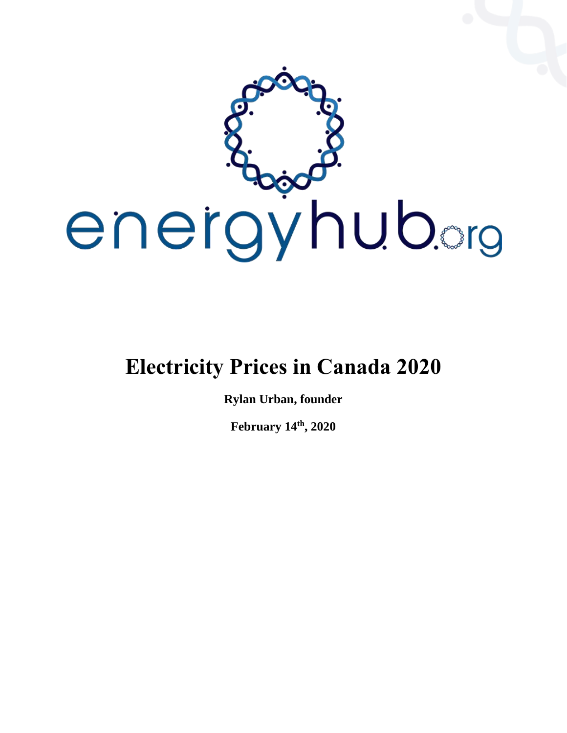# Electricity Prices in Canada 2020

**Rylan Urban, founder**

**February 14th, 2020**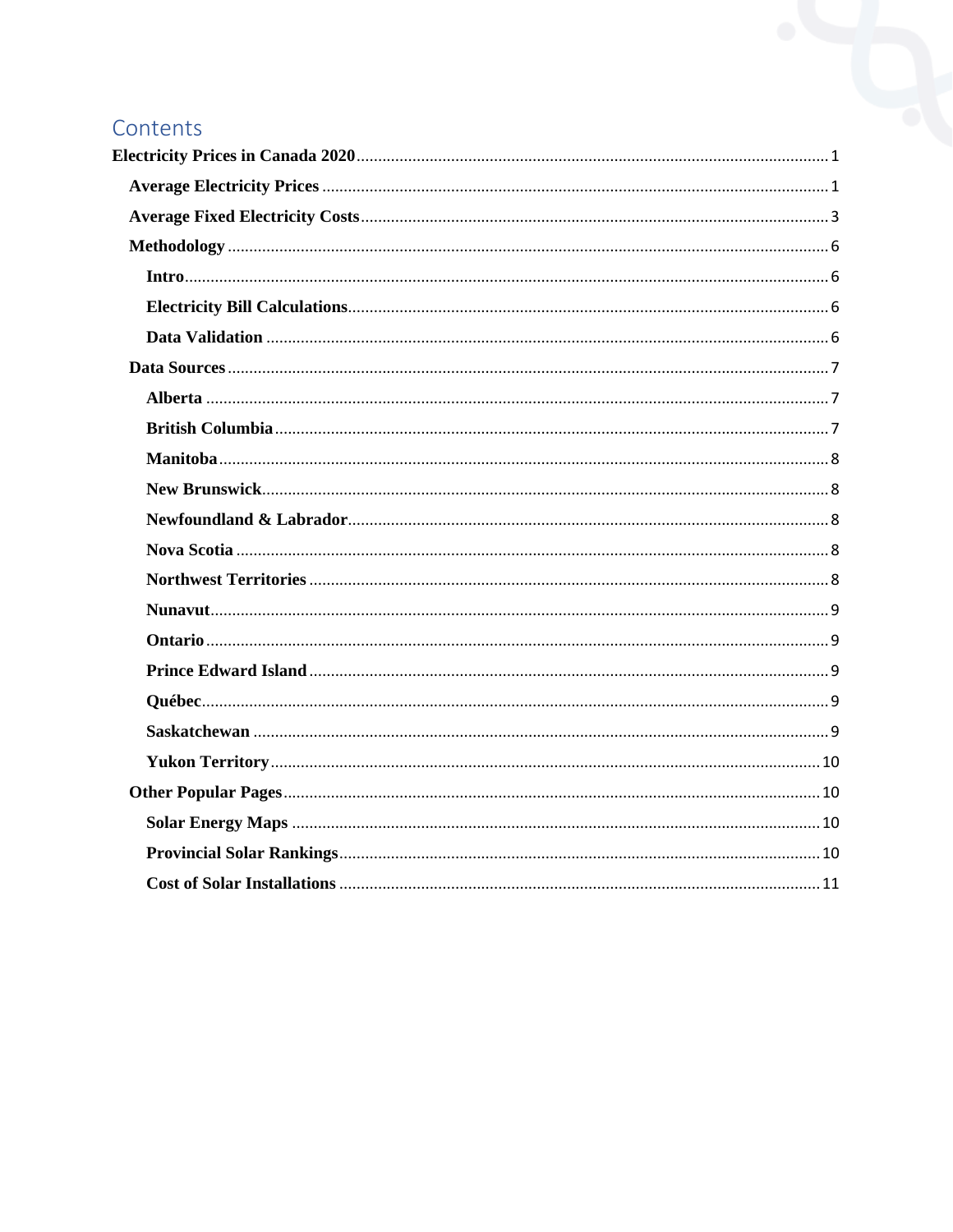# Contents

**Electricity Prices in Canada 2020** .... 1

- **Average Electricity Prices** .... 1
- **Average Fixed Electricity Costs** .... 3
- **Methodology** .... 6
  - **Intro** .... 6
  - **Electricity Bill Calculations** .... 6
  - **Data Validation** .... 6
- **Data Sources** .... 7
  - **Alberta** .... 7
  - **British Columbia** .... 7
  - **Manitoba** .... 8
  - **New Brunswick** .... 8
  - **Newfoundland & Labrador** .... 8
  - **Nova Scotia** .... 8
  - **Northwest Territories** .... 8
  - **Nunavut** .... 9
  - **Ontario** .... 9
  - **Prince Edward Island** .... 9
  - **Québec** .... 9
  - **Saskatchewan** .... 9
  - **Yukon Territory** .... 10
- **Other Popular Pages** .... 10
  - **Solar Energy Maps** .... 10
  - **Provincial Solar Rankings** .... 10
  - **Cost of Solar Installations** .... 11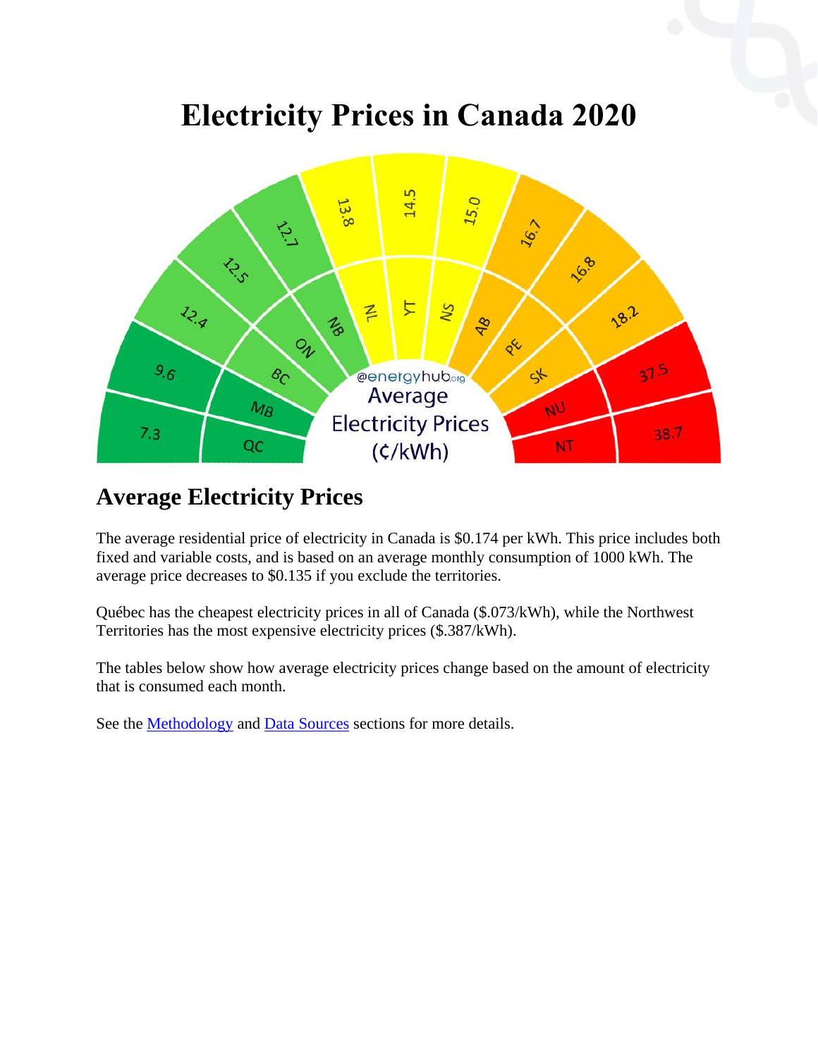# Electricity Prices in Canada 2020

## Average Electricity Prices

The average residential price of electricity in Canada is $0.174 per kWh. This price includes both fixed and variable costs, and is based on an average monthly consumption of 1000 kWh. The average price decreases to $0.135 if you exclude the territories.

Québec has the cheapest electricity prices in all of Canada ($.073/kWh), while the Northwest Territories has the most expensive electricity prices ($.387/kWh).

The tables below show how average electricity prices change based on the amount of electricity that is consumed each month.

See the Methodology and Data Sources sections for more details.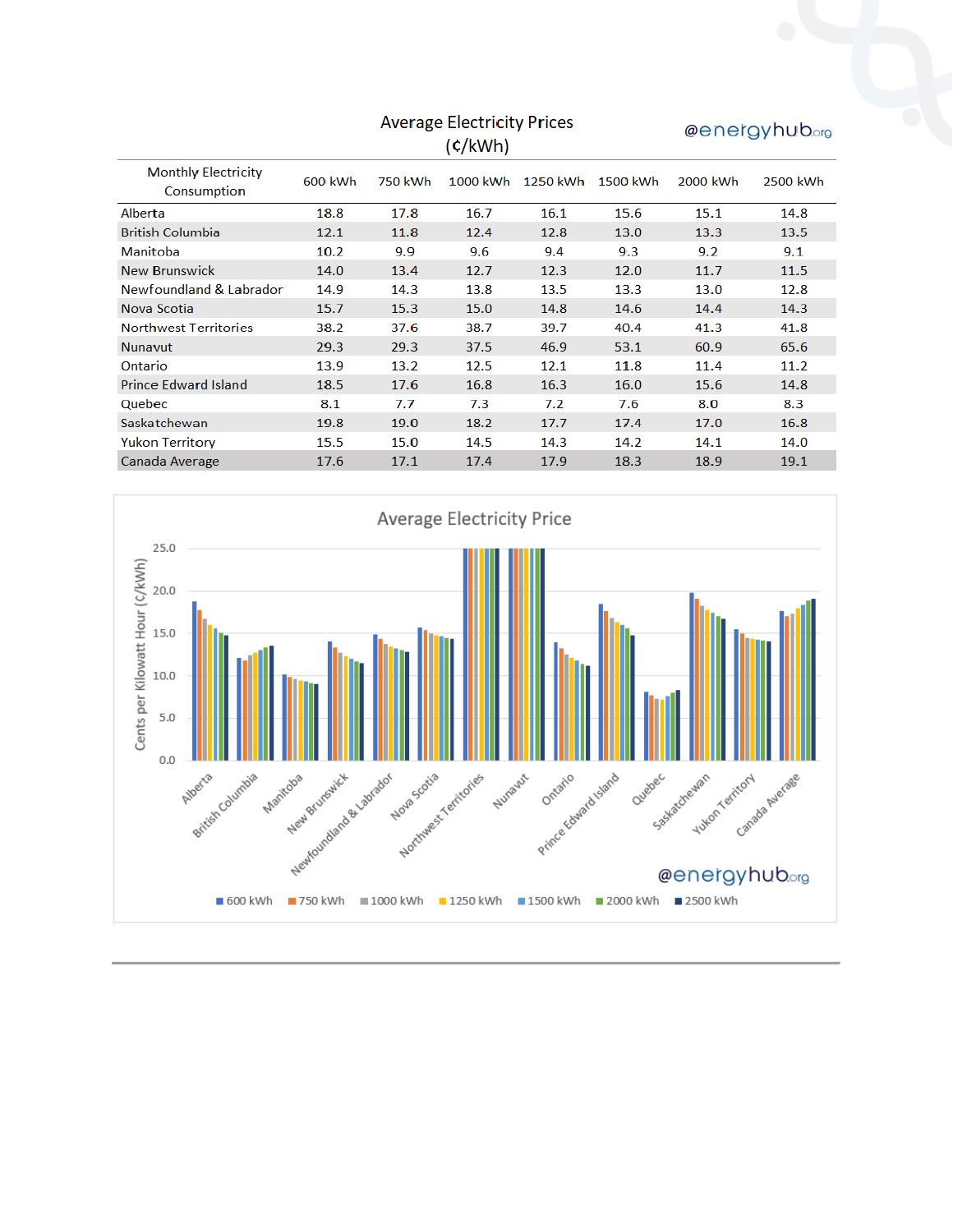## Average Electricity Prices (¢/kWh)

@energyhub.org

| Monthly Electricity Consumption | 600 kWh | 750 kWh | 1000 kWh | 1250 kWh | 1500 kWh | 2000 kWh | 2500 kWh |
|---|---|---|---|---|---|---|---|
| Alberta | 18.8 | 17.8 | 16.7 | 16.1 | 15.6 | 15.1 | 14.8 |
| British Columbia | 12.1 | 11.8 | 12.4 | 12.8 | 13.0 | 13.3 | 13.5 |
| Manitoba | 10.2 | 9.9 | 9.6 | 9.4 | 9.3 | 9.2 | 9.1 |
| New Brunswick | 14.0 | 13.4 | 12.7 | 12.3 | 12.0 | 11.7 | 11.5 |
| Newfoundland & Labrador | 14.9 | 14.3 | 13.8 | 13.5 | 13.3 | 13.0 | 12.8 |
| Nova Scotia | 15.7 | 15.3 | 15.0 | 14.8 | 14.6 | 14.4 | 14.3 |
| Northwest Territories | 38.2 | 37.6 | 38.7 | 39.7 | 40.4 | 41.3 | 41.8 |
| Nunavut | 29.3 | 29.3 | 37.5 | 46.9 | 53.1 | 60.9 | 65.6 |
| Ontario | 13.9 | 13.2 | 12.5 | 12.1 | 11.8 | 11.4 | 11.2 |
| Prince Edward Island | 18.5 | 17.6 | 16.8 | 16.3 | 16.0 | 15.6 | 14.8 |
| Quebec | 8.1 | 7.7 | 7.3 | 7.2 | 7.6 | 8.0 | 8.3 |
| Saskatchewan | 19.8 | 19.0 | 18.2 | 17.7 | 17.4 | 17.0 | 16.8 |
| Yukon Territory | 15.5 | 15.0 | 14.5 | 14.3 | 14.2 | 14.1 | 14.0 |
| Canada Average | 17.6 | 17.1 | 17.4 | 17.9 | 18.3 | 18.9 | 19.1 |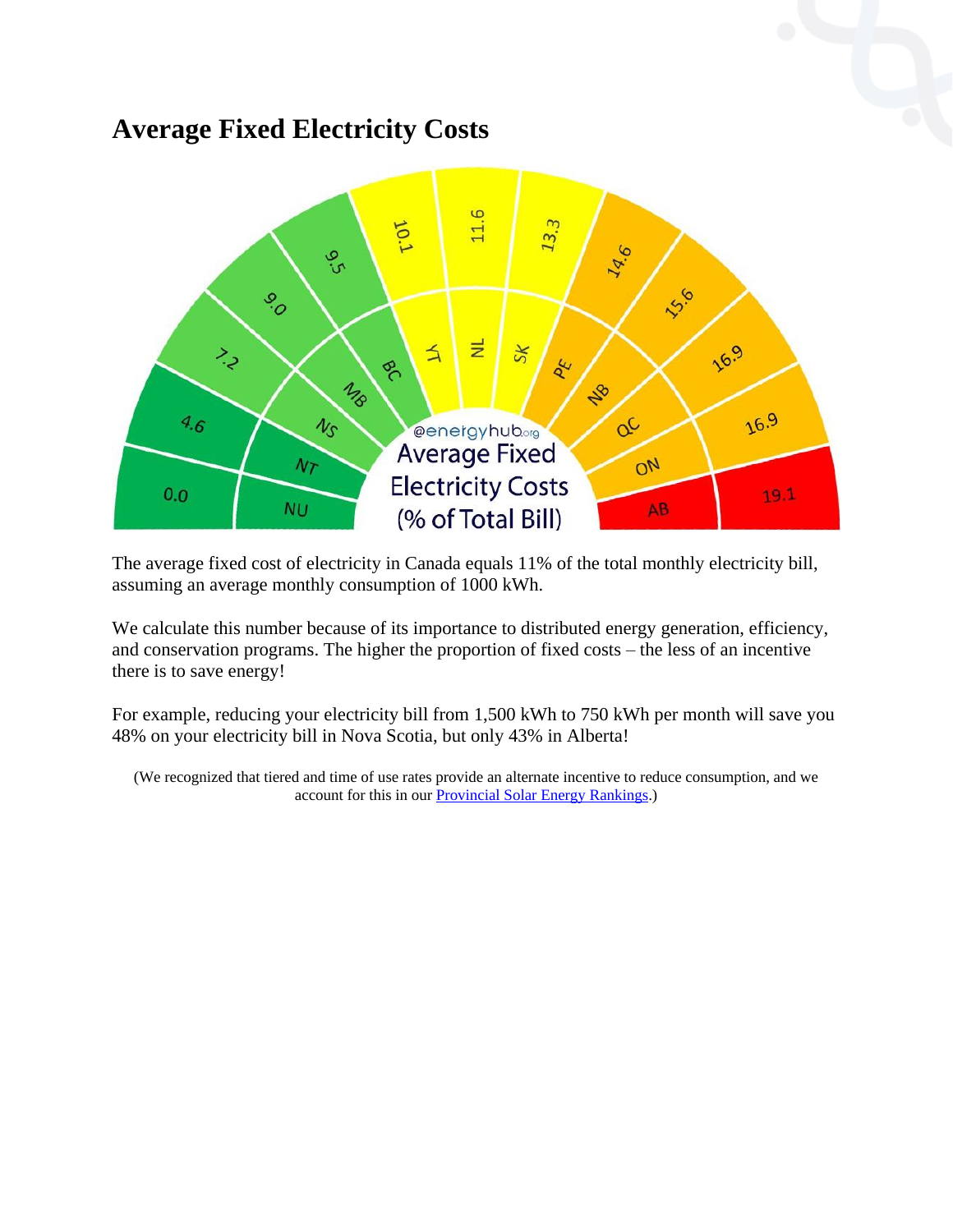## Average Fixed Electricity Costs

@energyhub.org Average Fixed Electricity Costs (% of Total Bill)

| Province/Territory | % of Total Bill |
| --- | --- |
| NU | 0.0 |
| NT | 4.6 |
| NS | 7.2 |
| MB | 9.0 |
| BC | 9.5 |
| YT | 10.1 |
| NL | 11.6 |
| SK | 13.3 |
| PE | 14.6 |
| NB | 15.6 |
| QC | 16.9 |
| ON | 16.9 |
| AB | 19.1 |

The average fixed cost of electricity in Canada equals 11% of the total monthly electricity bill, assuming an average monthly consumption of 1000 kWh.

We calculate this number because of its importance to distributed energy generation, efficiency, and conservation programs. The higher the proportion of fixed costs – the less of an incentive there is to save energy!

For example, reducing your electricity bill from 1,500 kWh to 750 kWh per month will save you 48% on your electricity bill in Nova Scotia, but only 43% in Alberta!

(We recognized that tiered and time of use rates provide an alternate incentive to reduce consumption, and we account for this in our [Provincial Solar Energy Rankings](#).)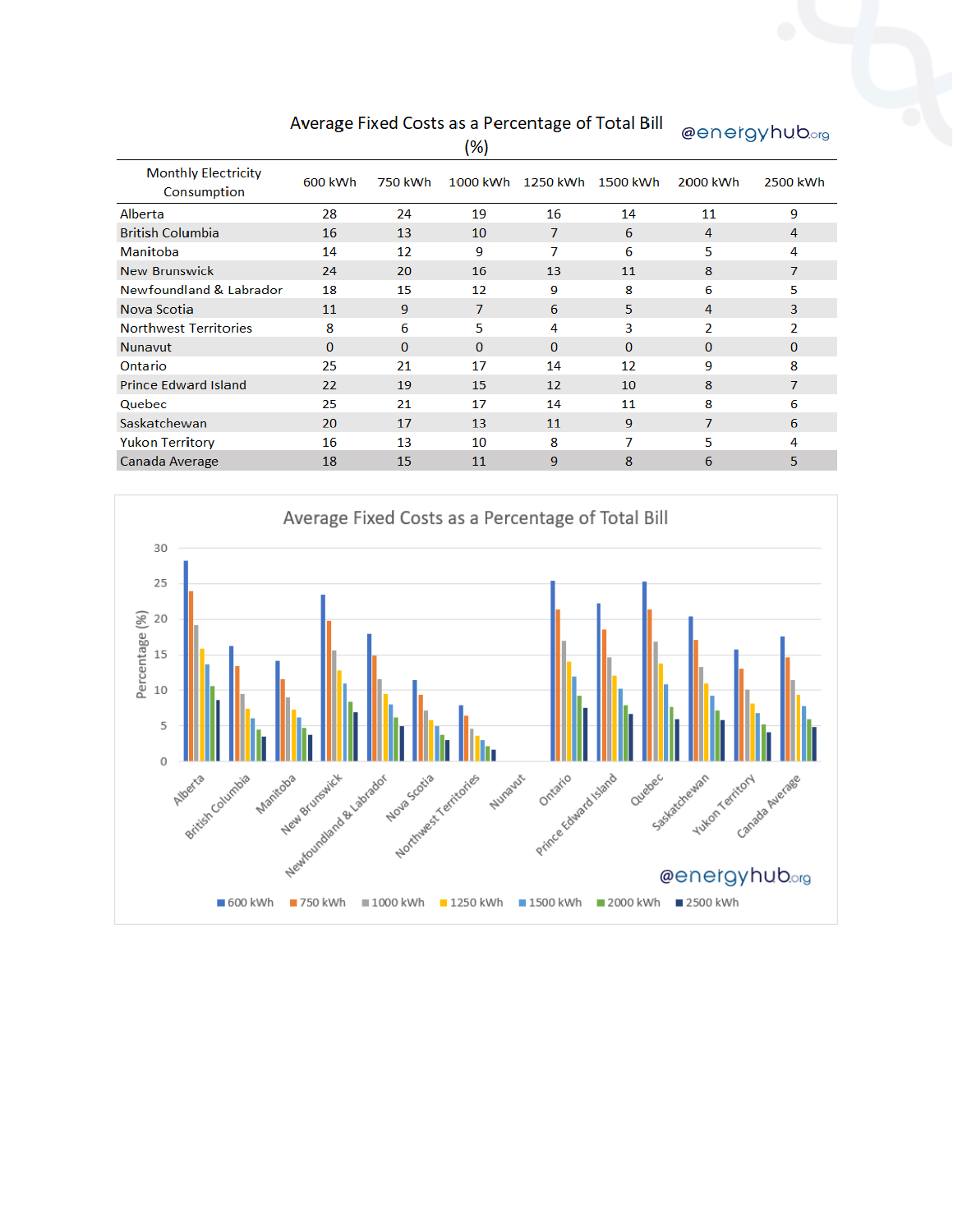## Average Fixed Costs as a Percentage of Total Bill (%)

@energyhub.org

| Monthly Electricity Consumption | 600 kWh | 750 kWh | 1000 kWh | 1250 kWh | 1500 kWh | 2000 kWh | 2500 kWh |
|---|---|---|---|---|---|---|---|
| Alberta | 28 | 24 | 19 | 16 | 14 | 11 | 9 |
| British Columbia | 16 | 13 | 10 | 7 | 6 | 4 | 4 |
| Manitoba | 14 | 12 | 9 | 7 | 6 | 5 | 4 |
| New Brunswick | 24 | 20 | 16 | 13 | 11 | 8 | 7 |
| Newfoundland & Labrador | 18 | 15 | 12 | 9 | 8 | 6 | 5 |
| Nova Scotia | 11 | 9 | 7 | 6 | 5 | 4 | 3 |
| Northwest Territories | 8 | 6 | 5 | 4 | 3 | 2 | 2 |
| Nunavut | 0 | 0 | 0 | 0 | 0 | 0 | 0 |
| Ontario | 25 | 21 | 17 | 14 | 12 | 9 | 8 |
| Prince Edward Island | 22 | 19 | 15 | 12 | 10 | 8 | 7 |
| Quebec | 25 | 21 | 17 | 14 | 11 | 8 | 6 |
| Saskatchewan | 20 | 17 | 13 | 11 | 9 | 7 | 6 |
| Yukon Territory | 16 | 13 | 10 | 8 | 7 | 5 | 4 |
| Canada Average | 18 | 15 | 11 | 9 | 8 | 6 | 5 |

Average Fixed Costs as a Percentage of Total Bill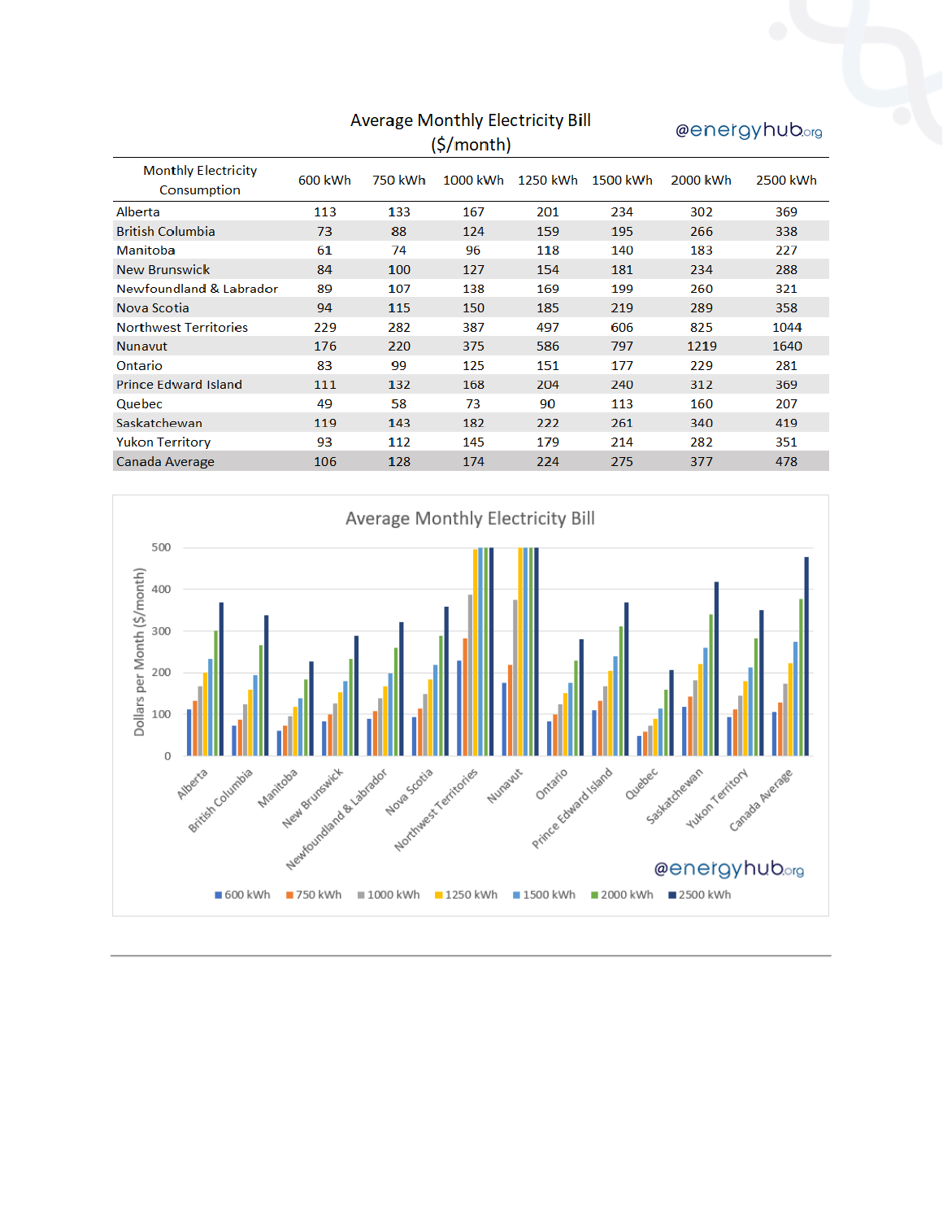## Average Monthly Electricity Bill ($/month)

@energyhub.org

| Monthly Electricity Consumption | 600 kWh | 750 kWh | 1000 kWh | 1250 kWh | 1500 kWh | 2000 kWh | 2500 kWh |
|---|---|---|---|---|---|---|---|
| Alberta | 113 | 133 | 167 | 201 | 234 | 302 | 369 |
| British Columbia | 73 | 88 | 124 | 159 | 195 | 266 | 338 |
| Manitoba | 61 | 74 | 96 | 118 | 140 | 183 | 227 |
| New Brunswick | 84 | 100 | 127 | 154 | 181 | 234 | 288 |
| Newfoundland & Labrador | 89 | 107 | 138 | 169 | 199 | 260 | 321 |
| Nova Scotia | 94 | 115 | 150 | 185 | 219 | 289 | 358 |
| Northwest Territories | 229 | 282 | 387 | 497 | 606 | 825 | 1044 |
| Nunavut | 176 | 220 | 375 | 586 | 797 | 1219 | 1640 |
| Ontario | 83 | 99 | 125 | 151 | 177 | 229 | 281 |
| Prince Edward Island | 111 | 132 | 168 | 204 | 240 | 312 | 369 |
| Quebec | 49 | 58 | 73 | 90 | 113 | 160 | 207 |
| Saskatchewan | 119 | 143 | 182 | 222 | 261 | 340 | 419 |
| Yukon Territory | 93 | 112 | 145 | 179 | 214 | 282 | 351 |
| Canada Average | 106 | 128 | 174 | 224 | 275 | 377 | 478 |

### Average Monthly Electricity Bill

Dollars per Month ($/month)

0, 100, 200, 300, 400, 500

Alberta, British Columbia, Manitoba, New Brunswick, Newfoundland & Labrador, Nova Scotia, Northwest Territories, Nunavut, Ontario, Prince Edward Island, Quebec, Saskatchewan, Yukon Territory, Canada Average

@energyhub.org

600 kWh, 750 kWh, 1000 kWh, 1250 kWh, 1500 kWh, 2000 kWh, 2500 kWh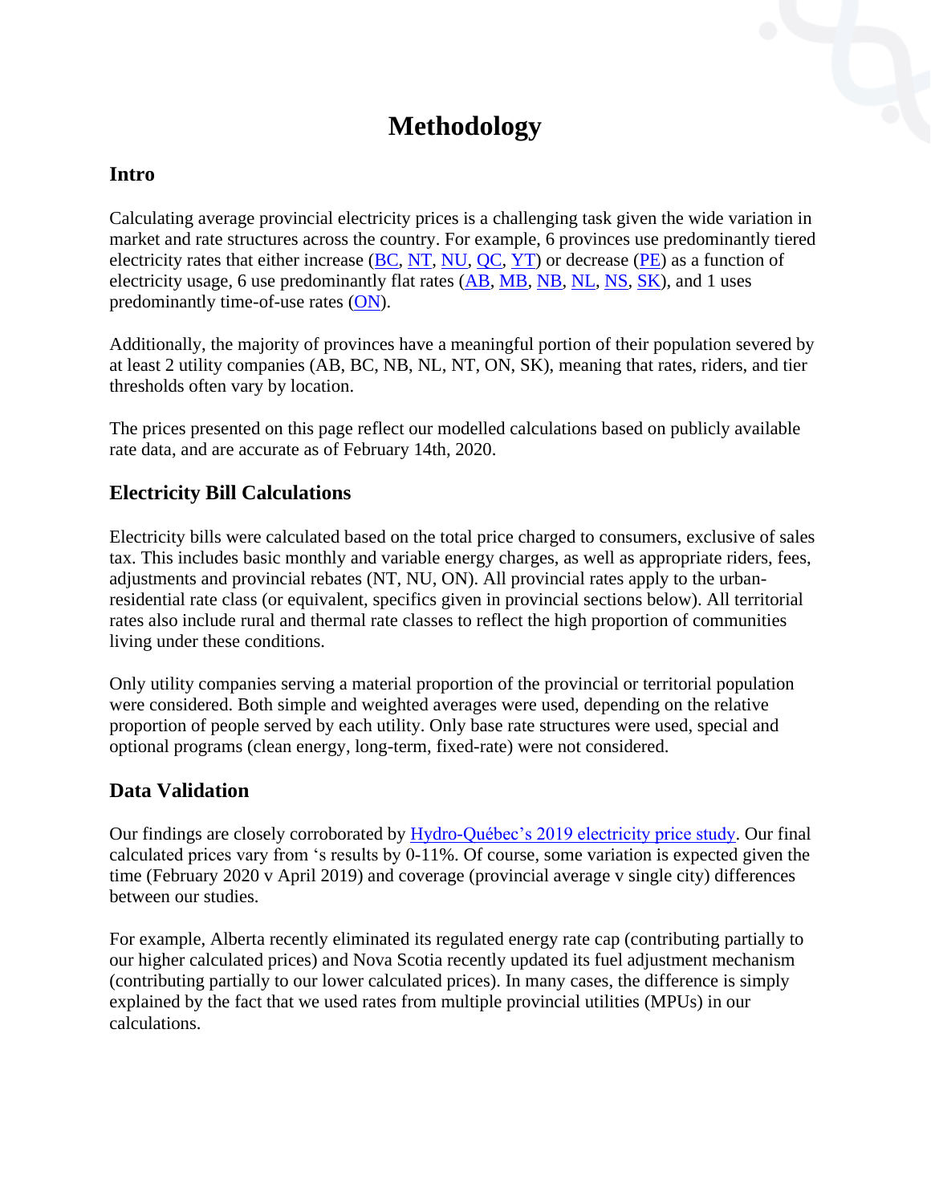# Methodology

## Intro

Calculating average provincial electricity prices is a challenging task given the wide variation in market and rate structures across the country. For example, 6 provinces use predominantly tiered electricity rates that either increase (BC, NT, NU, QC, YT) or decrease (PE) as a function of electricity usage, 6 use predominantly flat rates (AB, MB, NB, NL, NS, SK), and 1 uses predominantly time-of-use rates (ON).

Additionally, the majority of provinces have a meaningful portion of their population severed by at least 2 utility companies (AB, BC, NB, NL, NT, ON, SK), meaning that rates, riders, and tier thresholds often vary by location.

The prices presented on this page reflect our modelled calculations based on publicly available rate data, and are accurate as of February 14th, 2020.

## Electricity Bill Calculations

Electricity bills were calculated based on the total price charged to consumers, exclusive of sales tax. This includes basic monthly and variable energy charges, as well as appropriate riders, fees, adjustments and provincial rebates (NT, NU, ON). All provincial rates apply to the urban-residential rate class (or equivalent, specifics given in provincial sections below). All territorial rates also include rural and thermal rate classes to reflect the high proportion of communities living under these conditions.

Only utility companies serving a material proportion of the provincial or territorial population were considered. Both simple and weighted averages were used, depending on the relative proportion of people served by each utility. Only base rate structures were used, special and optional programs (clean energy, long-term, fixed-rate) were not considered.

## Data Validation

Our findings are closely corroborated by Hydro-Québec's 2019 electricity price study. Our final calculated prices vary from 's results by 0-11%. Of course, some variation is expected given the time (February 2020 v April 2019) and coverage (provincial average v single city) differences between our studies.

For example, Alberta recently eliminated its regulated energy rate cap (contributing partially to our higher calculated prices) and Nova Scotia recently updated its fuel adjustment mechanism (contributing partially to our lower calculated prices). In many cases, the difference is simply explained by the fact that we used rates from multiple provincial utilities (MPUs) in our calculations.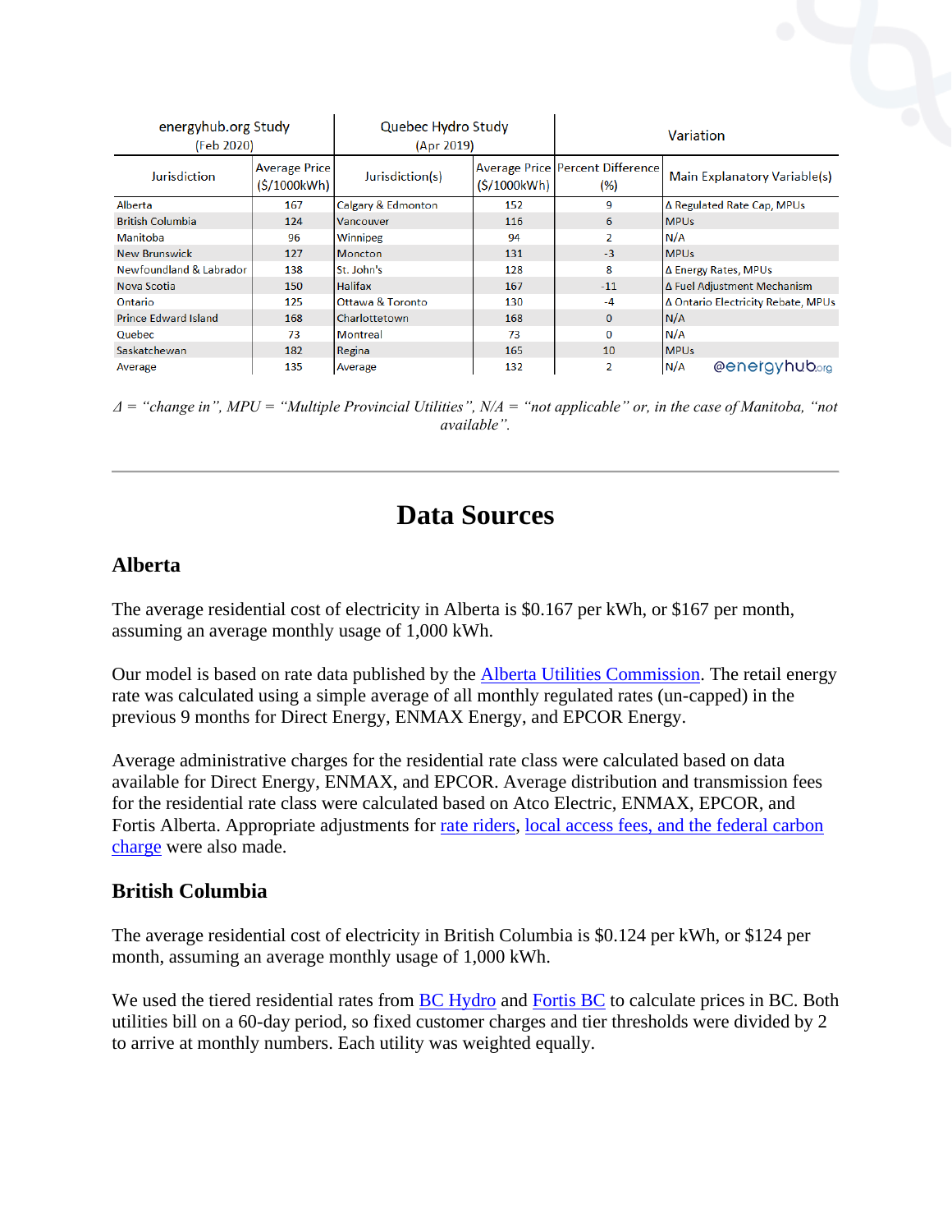| energyhub.org Study (Feb 2020) | | Quebec Hydro Study (Apr 2019) | | Variation | |
|---|---|---|---|---|---|
| Jurisdiction | Average Price ($/1000kWh) | Jurisdiction(s) | Average Price ($/1000kWh) | Percent Difference (%) | Main Explanatory Variable(s) |
| Alberta | 167 | Calgary & Edmonton | 152 | 9 | Δ Regulated Rate Cap, MPUs |
| British Columbia | 124 | Vancouver | 116 | 6 | MPUs |
| Manitoba | 96 | Winnipeg | 94 | 2 | N/A |
| New Brunswick | 127 | Moncton | 131 | -3 | MPUs |
| Newfoundland & Labrador | 138 | St. John's | 128 | 8 | Δ Energy Rates, MPUs |
| Nova Scotia | 150 | Halifax | 167 | -11 | Δ Fuel Adjustment Mechanism |
| Ontario | 125 | Ottawa & Toronto | 130 | -4 | Δ Ontario Electricity Rebate, MPUs |
| Prince Edward Island | 168 | Charlottetown | 168 | 0 | N/A |
| Quebec | 73 | Montreal | 73 | 0 | N/A |
| Saskatchewan | 182 | Regina | 165 | 10 | MPUs |
| Average | 135 | Average | 132 | 2 | N/A |

*Δ = "change in", MPU = "Multiple Provincial Utilities", N/A = "not applicable" or, in the case of Manitoba, "not available".*

---

# Data Sources

## Alberta

The average residential cost of electricity in Alberta is $0.167 per kWh, or $167 per month, assuming an average monthly usage of 1,000 kWh.

Our model is based on rate data published by the Alberta Utilities Commission. The retail energy rate was calculated using a simple average of all monthly regulated rates (un-capped) in the previous 9 months for Direct Energy, ENMAX Energy, and EPCOR Energy.

Average administrative charges for the residential rate class were calculated based on data available for Direct Energy, ENMAX, and EPCOR. Average distribution and transmission fees for the residential rate class were calculated based on Atco Electric, ENMAX, EPCOR, and Fortis Alberta. Appropriate adjustments for rate riders, local access fees, and the federal carbon charge were also made.

## British Columbia

The average residential cost of electricity in British Columbia is $0.124 per kWh, or $124 per month, assuming an average monthly usage of 1,000 kWh.

We used the tiered residential rates from BC Hydro and Fortis BC to calculate prices in BC. Both utilities bill on a 60-day period, so fixed customer charges and tier thresholds were divided by 2 to arrive at monthly numbers. Each utility was weighted equally.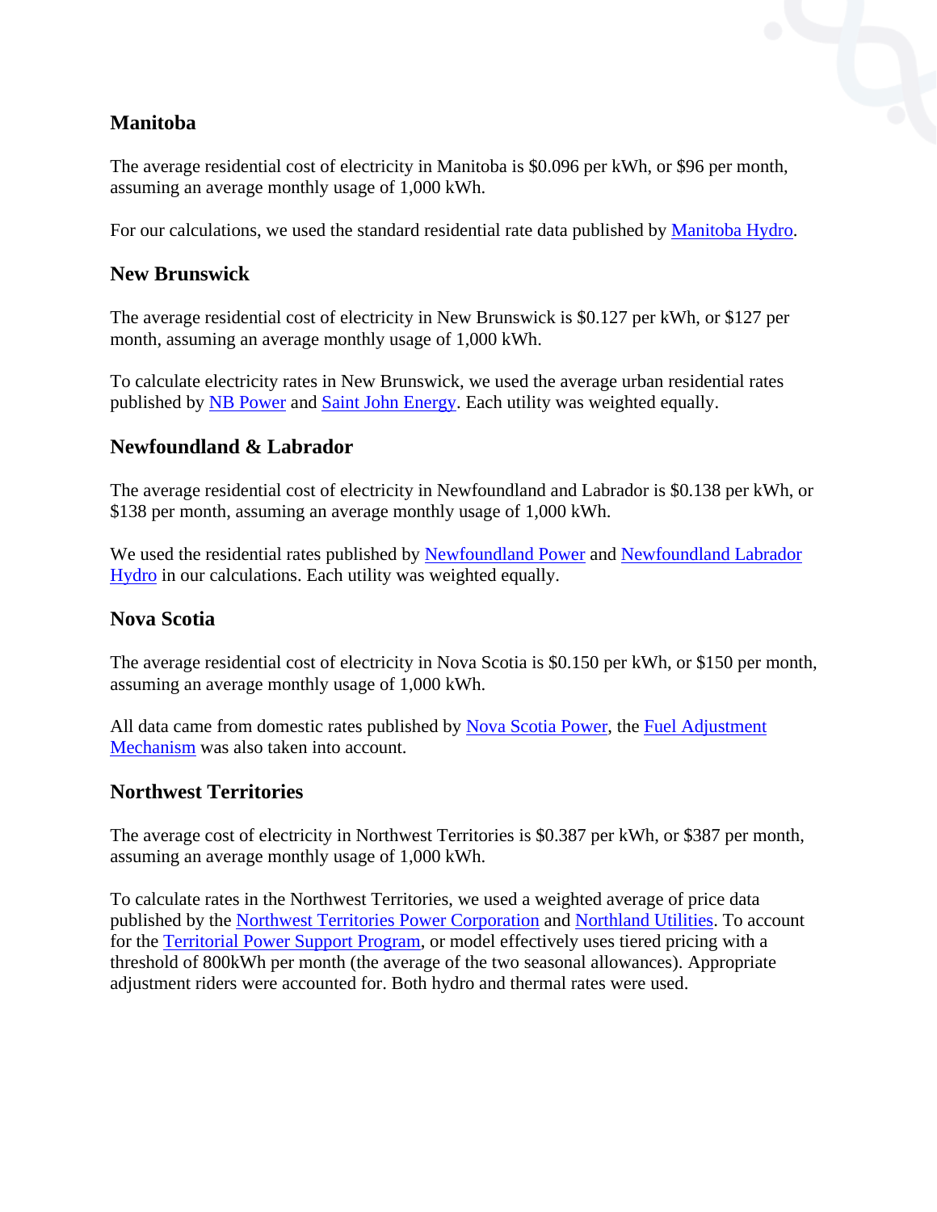## Manitoba

The average residential cost of electricity in Manitoba is $0.096 per kWh, or $96 per month, assuming an average monthly usage of 1,000 kWh.

For our calculations, we used the standard residential rate data published by Manitoba Hydro.

## New Brunswick

The average residential cost of electricity in New Brunswick is $0.127 per kWh, or $127 per month, assuming an average monthly usage of 1,000 kWh.

To calculate electricity rates in New Brunswick, we used the average urban residential rates published by NB Power and Saint John Energy. Each utility was weighted equally.

## Newfoundland & Labrador

The average residential cost of electricity in Newfoundland and Labrador is $0.138 per kWh, or $138 per month, assuming an average monthly usage of 1,000 kWh.

We used the residential rates published by Newfoundland Power and Newfoundland Labrador Hydro in our calculations. Each utility was weighted equally.

## Nova Scotia

The average residential cost of electricity in Nova Scotia is $0.150 per kWh, or $150 per month, assuming an average monthly usage of 1,000 kWh.

All data came from domestic rates published by Nova Scotia Power, the Fuel Adjustment Mechanism was also taken into account.

## Northwest Territories

The average cost of electricity in Northwest Territories is $0.387 per kWh, or $387 per month, assuming an average monthly usage of 1,000 kWh.

To calculate rates in the Northwest Territories, we used a weighted average of price data published by the Northwest Territories Power Corporation and Northland Utilities. To account for the Territorial Power Support Program, or model effectively uses tiered pricing with a threshold of 800kWh per month (the average of the two seasonal allowances). Appropriate adjustment riders were accounted for. Both hydro and thermal rates were used.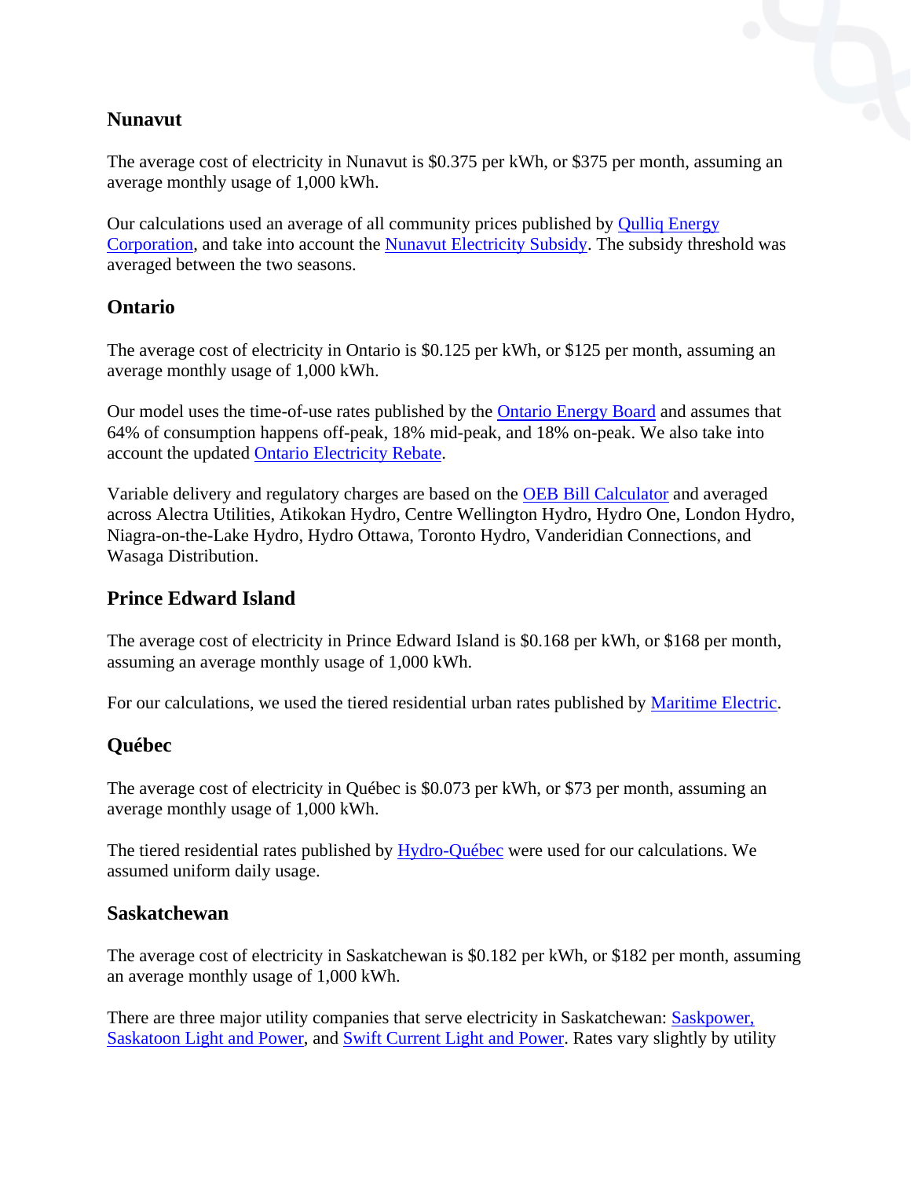## Nunavut

The average cost of electricity in Nunavut is $0.375 per kWh, or $375 per month, assuming an average monthly usage of 1,000 kWh.

Our calculations used an average of all community prices published by Qulliq Energy Corporation, and take into account the Nunavut Electricity Subsidy. The subsidy threshold was averaged between the two seasons.

## Ontario

The average cost of electricity in Ontario is $0.125 per kWh, or $125 per month, assuming an average monthly usage of 1,000 kWh.

Our model uses the time-of-use rates published by the Ontario Energy Board and assumes that 64% of consumption happens off-peak, 18% mid-peak, and 18% on-peak. We also take into account the updated Ontario Electricity Rebate.

Variable delivery and regulatory charges are based on the OEB Bill Calculator and averaged across Alectra Utilities, Atikokan Hydro, Centre Wellington Hydro, Hydro One, London Hydro, Niagra-on-the-Lake Hydro, Hydro Ottawa, Toronto Hydro, Vanderidian Connections, and Wasaga Distribution.

## Prince Edward Island

The average cost of electricity in Prince Edward Island is $0.168 per kWh, or $168 per month, assuming an average monthly usage of 1,000 kWh.

For our calculations, we used the tiered residential urban rates published by Maritime Electric.

## Québec

The average cost of electricity in Québec is $0.073 per kWh, or $73 per month, assuming an average monthly usage of 1,000 kWh.

The tiered residential rates published by Hydro-Québec were used for our calculations. We assumed uniform daily usage.

## Saskatchewan

The average cost of electricity in Saskatchewan is $0.182 per kWh, or $182 per month, assuming an average monthly usage of 1,000 kWh.

There are three major utility companies that serve electricity in Saskatchewan: Saskpower, Saskatoon Light and Power, and Swift Current Light and Power. Rates vary slightly by utility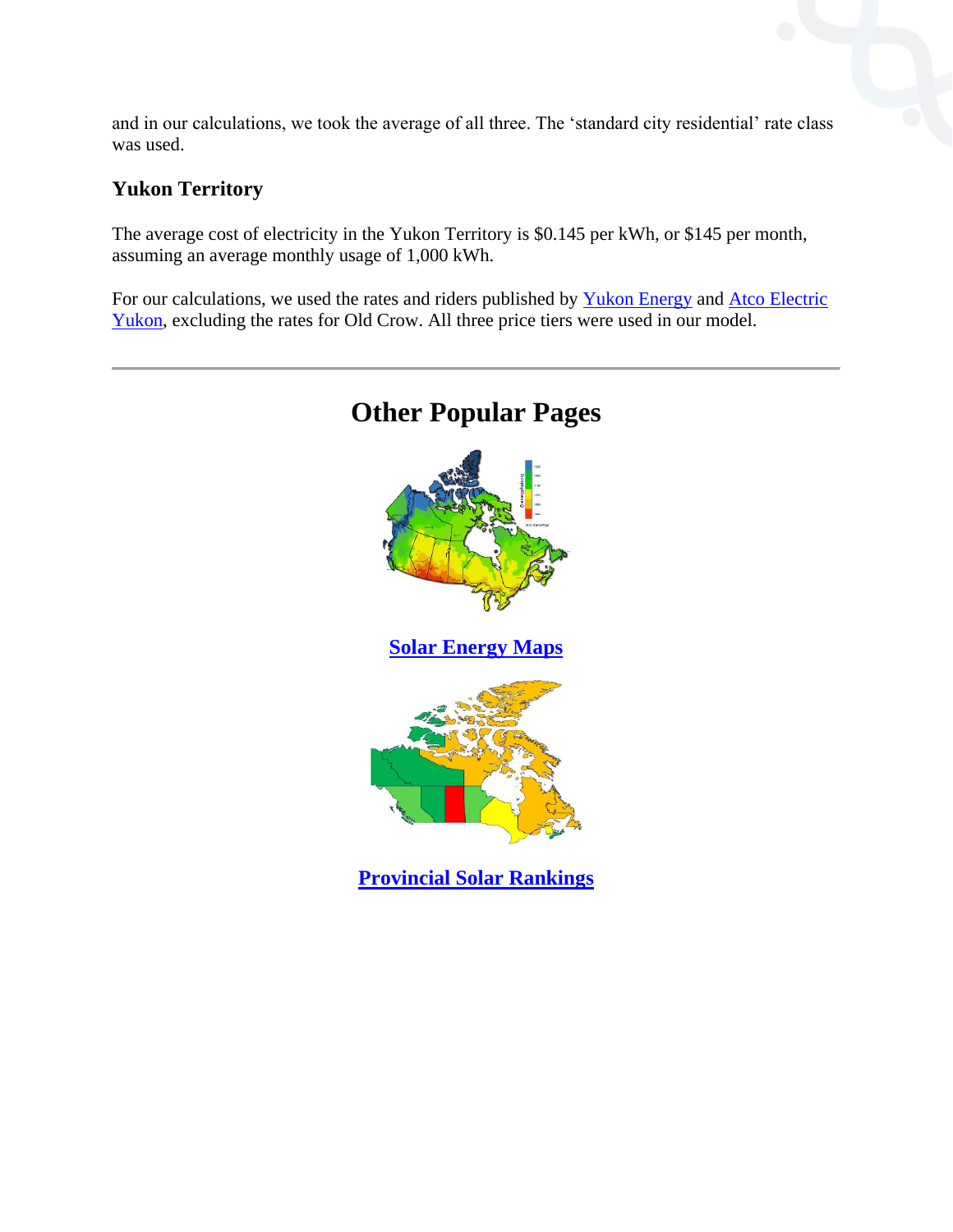and in our calculations, we took the average of all three. The 'standard city residential' rate class was used.

### Yukon Territory

The average cost of electricity in the Yukon Territory is $0.145 per kWh, or $145 per month, assuming an average monthly usage of 1,000 kWh.

For our calculations, we used the rates and riders published by Yukon Energy and Atco Electric Yukon, excluding the rates for Old Crow. All three price tiers were used in our model.

---

## Other Popular Pages

**Solar Energy Maps**

**Provincial Solar Rankings**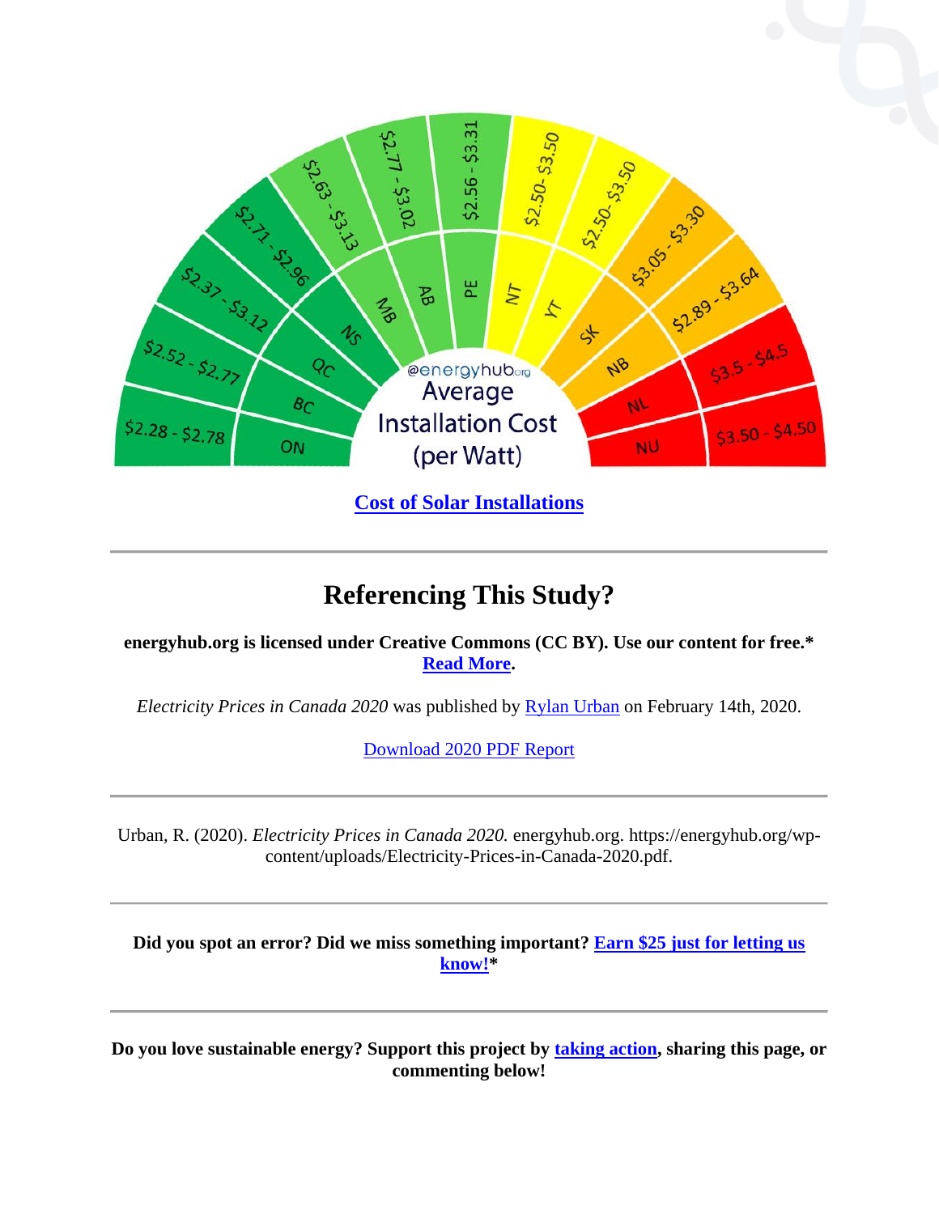@energyhub.org
Average
Installation Cost
(per Watt)

ON $2.28 - $2.78
BC $2.52 - $2.77
QC $2.37 - $3.12
NS $2.71 - $2.96
MB $2.63 - $3.13
AB $2.77 - $3.02
PE $2.56 - $3.31
NT $2.50 - $3.50
YT $2.50 - $3.50
SK $3.05 - $3.30
NB $2.89 - $3.64
NL $3.5 - $4.5
NU $3.50 - $4.50

**Cost of Solar Installations**

---

## Referencing This Study?

**energyhub.org is licensed under Creative Commons (CC BY). Use our content for free.* Read More.**

*Electricity Prices in Canada 2020* was published by Rylan Urban on February 14th, 2020.

Download 2020 PDF Report

---

Urban, R. (2020). *Electricity Prices in Canada 2020.* energyhub.org. https://energyhub.org/wp-content/uploads/Electricity-Prices-in-Canada-2020.pdf.

---

**Did you spot an error? Did we miss something important? Earn $25 just for letting us know!***

---

**Do you love sustainable energy? Support this project by taking action, sharing this page, or commenting below!**